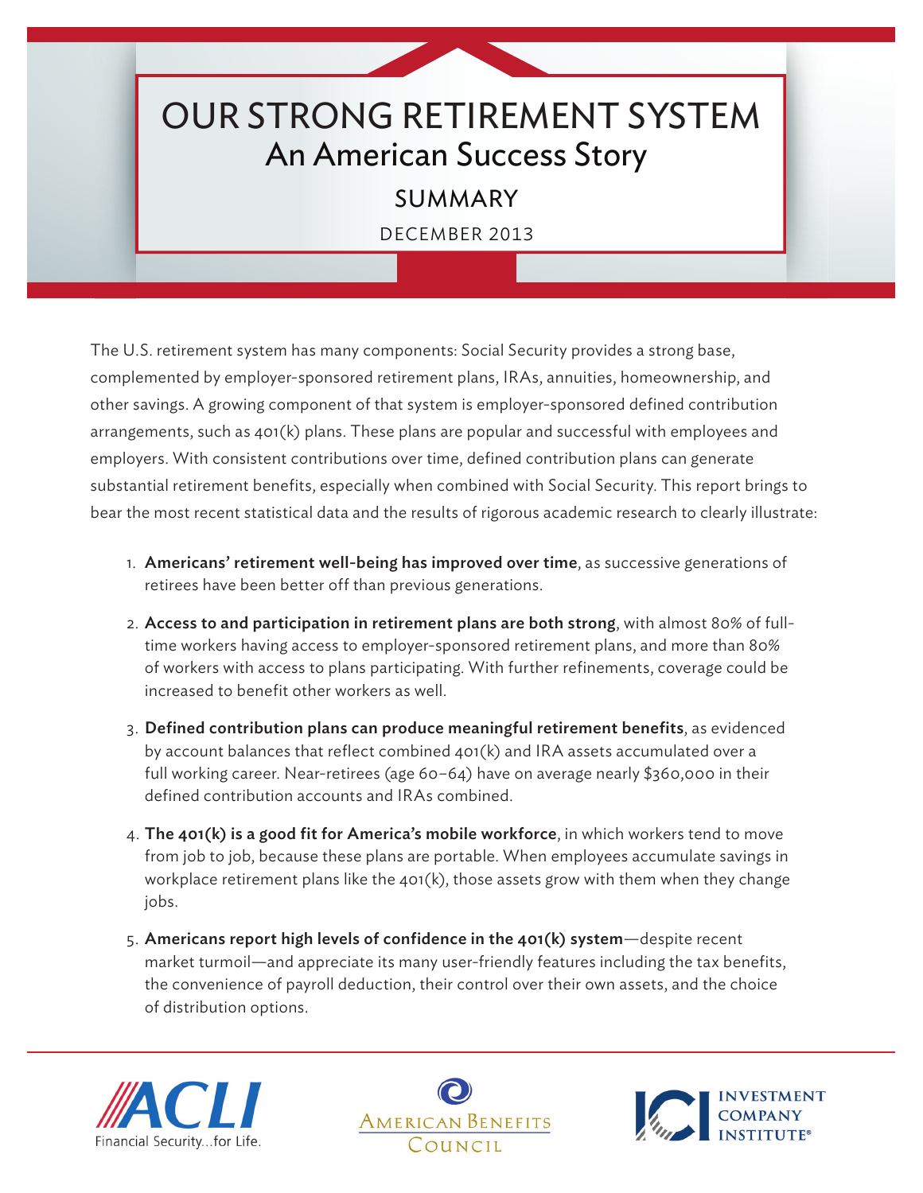# OUR STRONG RETIREMENT SYSTEM

## An American Success Story

### SUMMARY

DECEMBER 2013

The U.S. retirement system has many components: Social Security provides a strong base, complemented by employer-sponsored retirement plans, IRAs, annuities, homeownership, and other savings. A growing component of that system is employer-sponsored defined contribution arrangements, such as 401(k) plans. These plans are popular and successful with employees and employers. With consistent contributions over time, defined contribution plans can generate substantial retirement benefits, especially when combined with Social Security. This report brings to bear the most recent statistical data and the results of rigorous academic research to clearly illustrate:

1. **Americans' retirement well-being has improved over time**, as successive generations of retirees have been better off than previous generations.
2. **Access to and participation in retirement plans are both strong**, with almost 80% of full-time workers having access to employer-sponsored retirement plans, and more than 80% of workers with access to plans participating. With further refinements, coverage could be increased to benefit other workers as well.
3. **Defined contribution plans can produce meaningful retirement benefits**, as evidenced by account balances that reflect combined 401(k) and IRA assets accumulated over a full working career. Near-retirees (age 60–64) have on average nearly $360,000 in their defined contribution accounts and IRAs combined.
4. **The 401(k) is a good fit for America's mobile workforce**, in which workers tend to move from job to job, because these plans are portable. When employees accumulate savings in workplace retirement plans like the 401(k), those assets grow with them when they change jobs.
5. **Americans report high levels of confidence in the 401(k) system**—despite recent market turmoil—and appreciate its many user-friendly features including the tax benefits, the convenience of payroll deduction, their control over their own assets, and the choice of distribution options.

ACLI Financial Security...for Life. | American Benefits Council | ICI Investment Company Institute®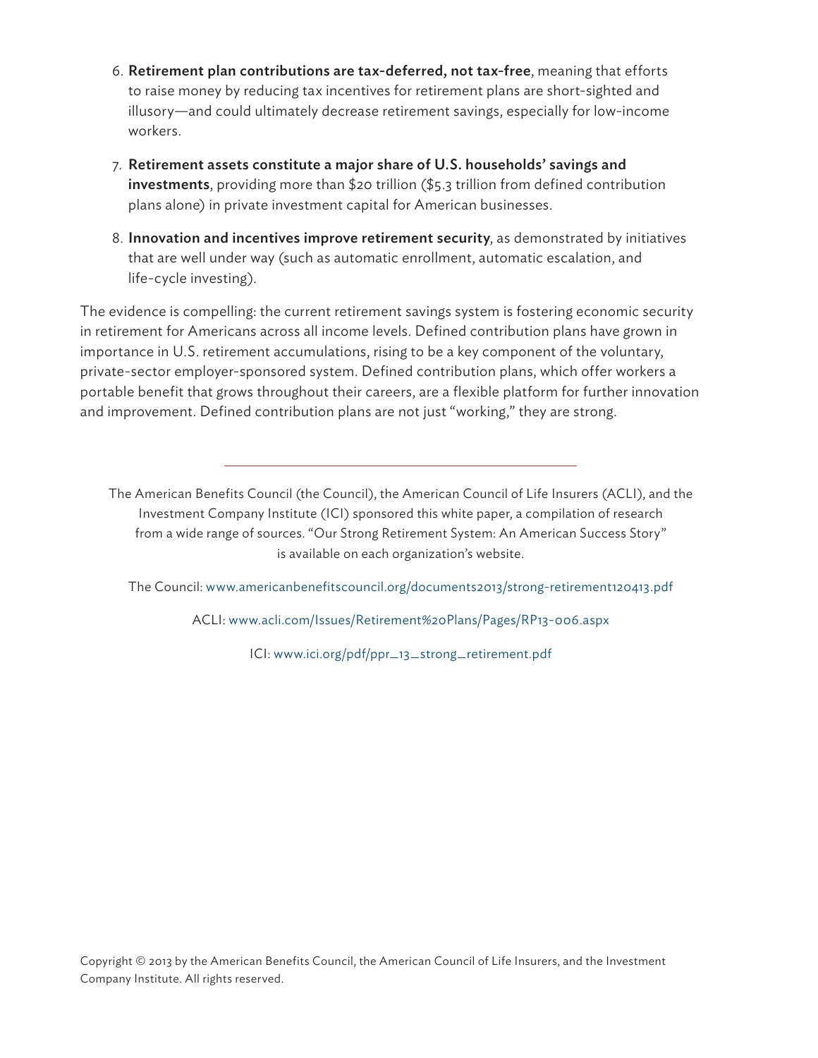6. **Retirement plan contributions are tax-deferred, not tax-free**, meaning that efforts to raise money by reducing tax incentives for retirement plans are short-sighted and illusory—and could ultimately decrease retirement savings, especially for low-income workers.

7. **Retirement assets constitute a major share of U.S. households' savings and investments**, providing more than $20 trillion ($5.3 trillion from defined contribution plans alone) in private investment capital for American businesses.

8. **Innovation and incentives improve retirement security**, as demonstrated by initiatives that are well under way (such as automatic enrollment, automatic escalation, and life-cycle investing).

The evidence is compelling: the current retirement savings system is fostering economic security in retirement for Americans across all income levels. Defined contribution plans have grown in importance in U.S. retirement accumulations, rising to be a key component of the voluntary, private-sector employer-sponsored system. Defined contribution plans, which offer workers a portable benefit that grows throughout their careers, are a flexible platform for further innovation and improvement. Defined contribution plans are not just "working," they are strong.

---

The American Benefits Council (the Council), the American Council of Life Insurers (ACLI), and the Investment Company Institute (ICI) sponsored this white paper, a compilation of research from a wide range of sources. "Our Strong Retirement System: An American Success Story" is available on each organization's website.

The Council: www.americanbenefitscouncil.org/documents2013/strong-retirement120413.pdf

ACLI: www.acli.com/Issues/Retirement%20Plans/Pages/RP13-006.aspx

ICI: www.ici.org/pdf/ppr_13_strong_retirement.pdf

Copyright © 2013 by the American Benefits Council, the American Council of Life Insurers, and the Investment Company Institute. All rights reserved.